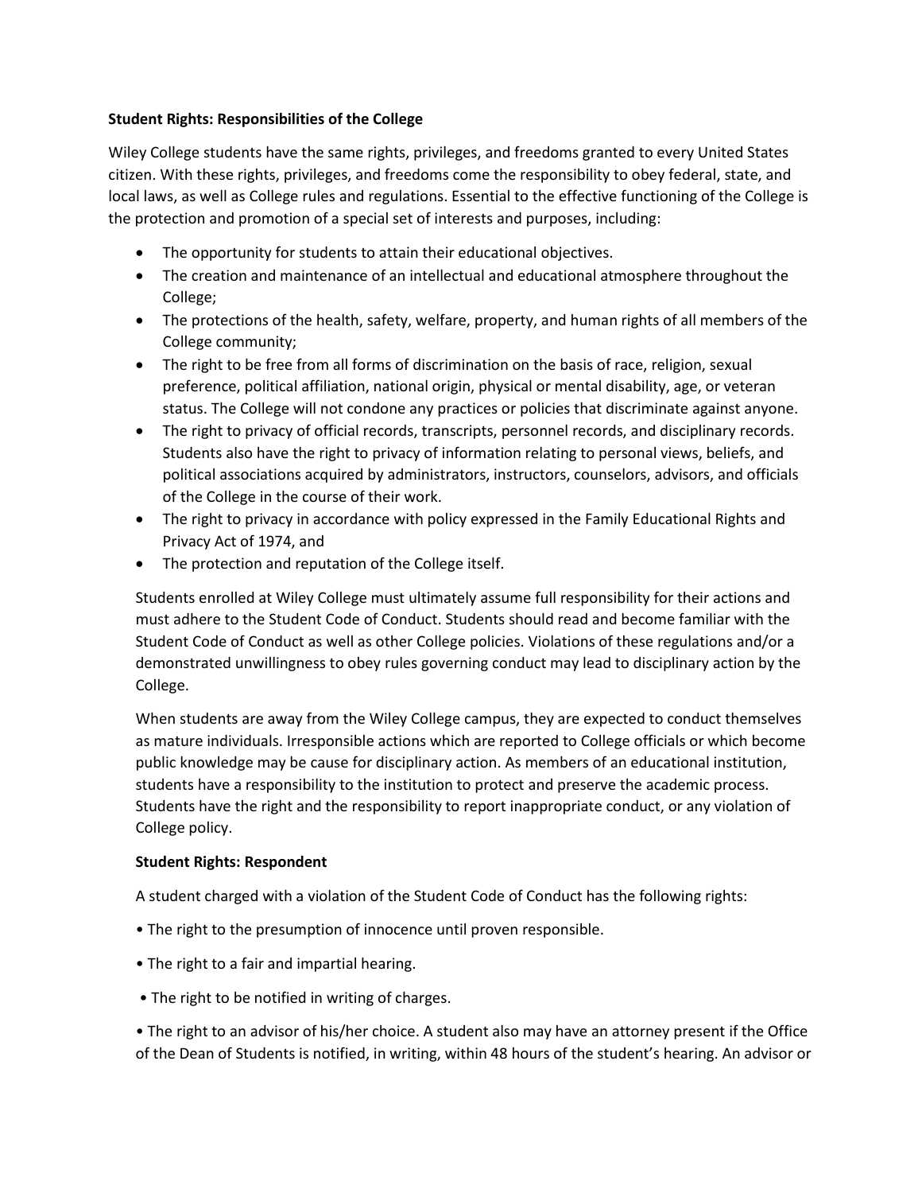**Student Rights: Responsibilities of the College**

Wiley College students have the same rights, privileges, and freedoms granted to every United States citizen. With these rights, privileges, and freedoms come the responsibility to obey federal, state, and local laws, as well as College rules and regulations. Essential to the effective functioning of the College is the protection and promotion of a special set of interests and purposes, including:

- The opportunity for students to attain their educational objectives.
- The creation and maintenance of an intellectual and educational atmosphere throughout the College;
- The protections of the health, safety, welfare, property, and human rights of all members of the College community;
- The right to be free from all forms of discrimination on the basis of race, religion, sexual preference, political affiliation, national origin, physical or mental disability, age, or veteran status. The College will not condone any practices or policies that discriminate against anyone.
- The right to privacy of official records, transcripts, personnel records, and disciplinary records. Students also have the right to privacy of information relating to personal views, beliefs, and political associations acquired by administrators, instructors, counselors, advisors, and officials of the College in the course of their work.
- The right to privacy in accordance with policy expressed in the Family Educational Rights and Privacy Act of 1974, and
- The protection and reputation of the College itself.

Students enrolled at Wiley College must ultimately assume full responsibility for their actions and must adhere to the Student Code of Conduct. Students should read and become familiar with the Student Code of Conduct as well as other College policies. Violations of these regulations and/or a demonstrated unwillingness to obey rules governing conduct may lead to disciplinary action by the College.

When students are away from the Wiley College campus, they are expected to conduct themselves as mature individuals. Irresponsible actions which are reported to College officials or which become public knowledge may be cause for disciplinary action. As members of an educational institution, students have a responsibility to the institution to protect and preserve the academic process. Students have the right and the responsibility to report inappropriate conduct, or any violation of College policy.

**Student Rights: Respondent**

A student charged with a violation of the Student Code of Conduct has the following rights:

• The right to the presumption of innocence until proven responsible.

• The right to a fair and impartial hearing.

• The right to be notified in writing of charges.

• The right to an advisor of his/her choice. A student also may have an attorney present if the Office of the Dean of Students is notified, in writing, within 48 hours of the student's hearing. An advisor or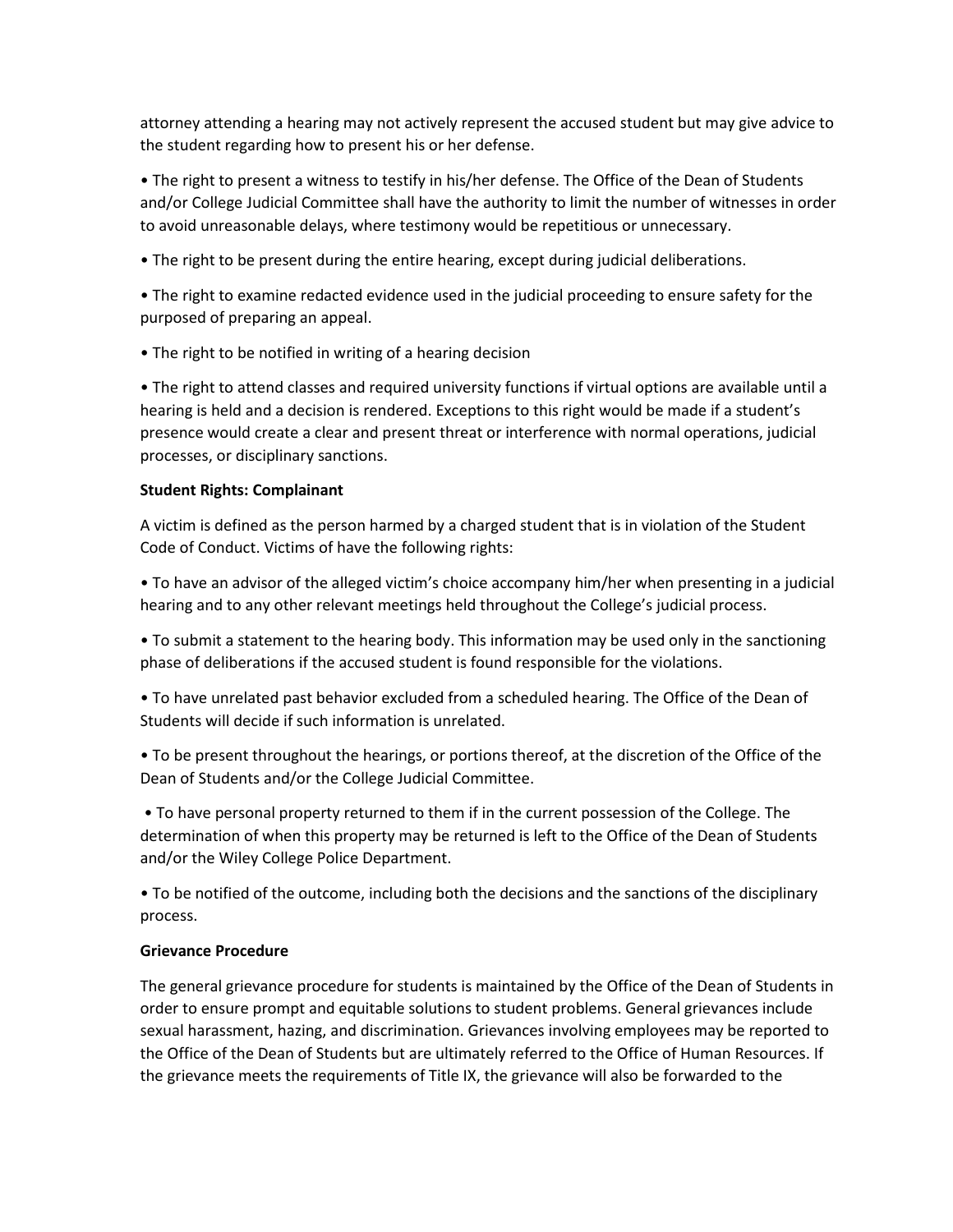attorney attending a hearing may not actively represent the accused student but may give advice to the student regarding how to present his or her defense.

- The right to present a witness to testify in his/her defense. The Office of the Dean of Students and/or College Judicial Committee shall have the authority to limit the number of witnesses in order to avoid unreasonable delays, where testimony would be repetitious or unnecessary.
- The right to be present during the entire hearing, except during judicial deliberations.
- The right to examine redacted evidence used in the judicial proceeding to ensure safety for the purposed of preparing an appeal.
- The right to be notified in writing of a hearing decision
- The right to attend classes and required university functions if virtual options are available until a hearing is held and a decision is rendered. Exceptions to this right would be made if a student's presence would create a clear and present threat or interference with normal operations, judicial processes, or disciplinary sanctions.

**Student Rights: Complainant**

A victim is defined as the person harmed by a charged student that is in violation of the Student Code of Conduct. Victims of have the following rights:

- To have an advisor of the alleged victim's choice accompany him/her when presenting in a judicial hearing and to any other relevant meetings held throughout the College's judicial process.
- To submit a statement to the hearing body. This information may be used only in the sanctioning phase of deliberations if the accused student is found responsible for the violations.
- To have unrelated past behavior excluded from a scheduled hearing. The Office of the Dean of Students will decide if such information is unrelated.
- To be present throughout the hearings, or portions thereof, at the discretion of the Office of the Dean of Students and/or the College Judicial Committee.
- To have personal property returned to them if in the current possession of the College. The determination of when this property may be returned is left to the Office of the Dean of Students and/or the Wiley College Police Department.
- To be notified of the outcome, including both the decisions and the sanctions of the disciplinary process.

**Grievance Procedure**

The general grievance procedure for students is maintained by the Office of the Dean of Students in order to ensure prompt and equitable solutions to student problems. General grievances include sexual harassment, hazing, and discrimination. Grievances involving employees may be reported to the Office of the Dean of Students but are ultimately referred to the Office of Human Resources. If the grievance meets the requirements of Title IX, the grievance will also be forwarded to the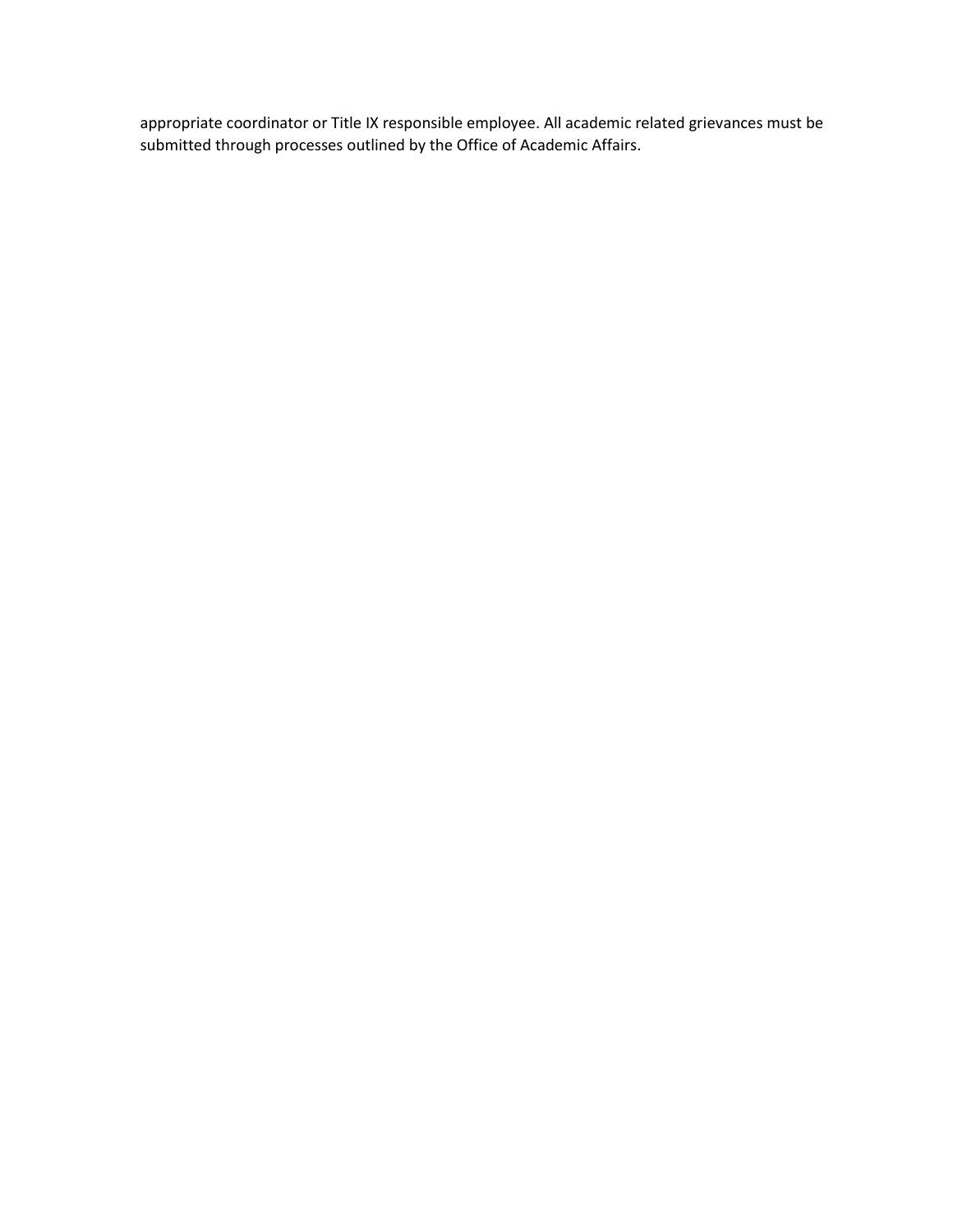appropriate coordinator or Title IX responsible employee. All academic related grievances must be submitted through processes outlined by the Office of Academic Affairs.